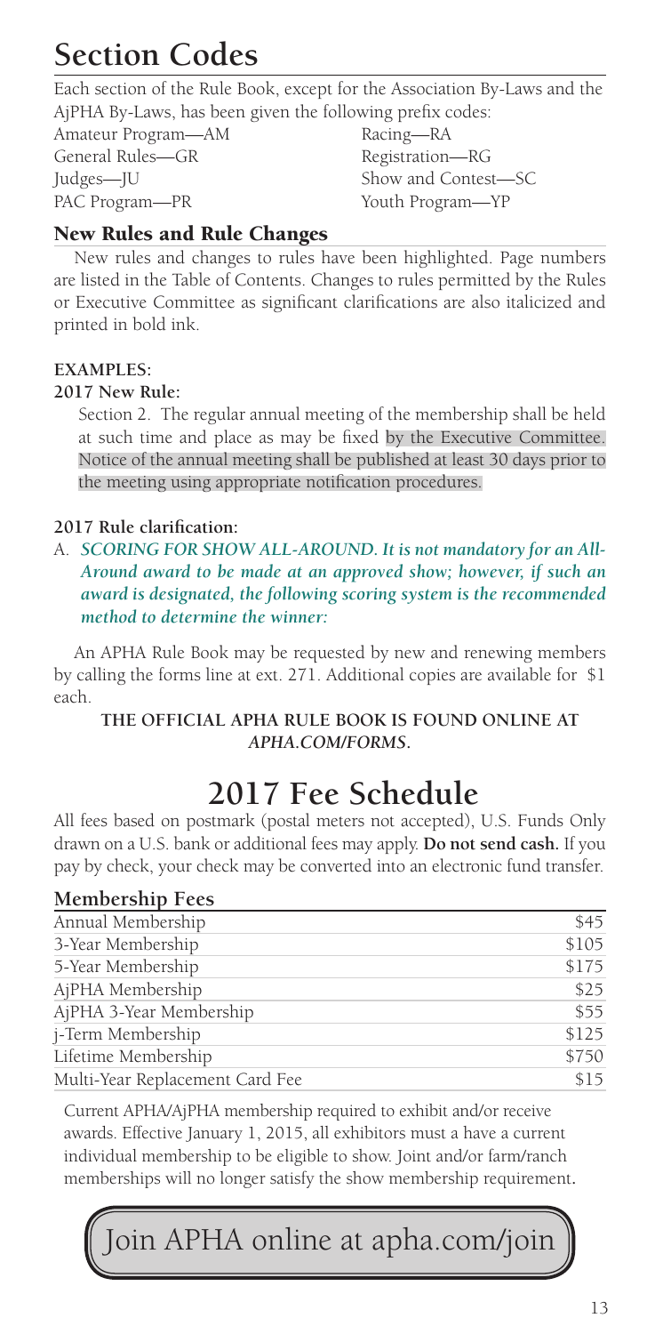# Section Codes

Each section of the Rule Book, except for the Association By-Laws and the AjPHA By-Laws, has been given the following prefix codes:

Amateur Program—AM
General Rules—GR
Judges—JU
PAC Program—PR
Racing—RA
Registration—RG
Show and Contest—SC
Youth Program—YP

## New Rules and Rule Changes

New rules and changes to rules have been highlighted. Page numbers are listed in the Table of Contents. Changes to rules permitted by the Rules or Executive Committee as significant clarifications are also italicized and printed in bold ink.

**EXAMPLES:**

**2017 New Rule:**

Section 2. The regular annual meeting of the membership shall be held at such time and place as may be fixed by the Executive Committee. Notice of the annual meeting shall be published at least 30 days prior to the meeting using appropriate notification procedures.

**2017 Rule clarification:**

A. ***SCORING FOR SHOW ALL-AROUND. It is not mandatory for an All-Around award to be made at an approved show; however, if such an award is designated, the following scoring system is the recommended method to determine the winner:***

An APHA Rule Book may be requested by new and renewing members by calling the forms line at ext. 271. Additional copies are available for $1 each.

**THE OFFICIAL APHA RULE BOOK IS FOUND ONLINE AT *APHA.COM/FORMS*.**

# 2017 Fee Schedule

All fees based on postmark (postal meters not accepted), U.S. Funds Only drawn on a U.S. bank or additional fees may apply. **Do not send cash.** If you pay by check, your check may be converted into an electronic fund transfer.

### Membership Fees

| | |
|---|---|
| Annual Membership | $45 |
| 3-Year Membership | $105 |
| 5-Year Membership | $175 |
| AjPHA Membership | $25 |
| AjPHA 3-Year Membership | $55 |
| j-Term Membership | $125 |
| Lifetime Membership | $750 |
| Multi-Year Replacement Card Fee | $15 |

Current APHA/AjPHA membership required to exhibit and/or receive awards. Effective January 1, 2015, all exhibitors must a have a current individual membership to be eligible to show. Joint and/or farm/ranch memberships will no longer satisfy the show membership requirement.

Join APHA online at apha.com/join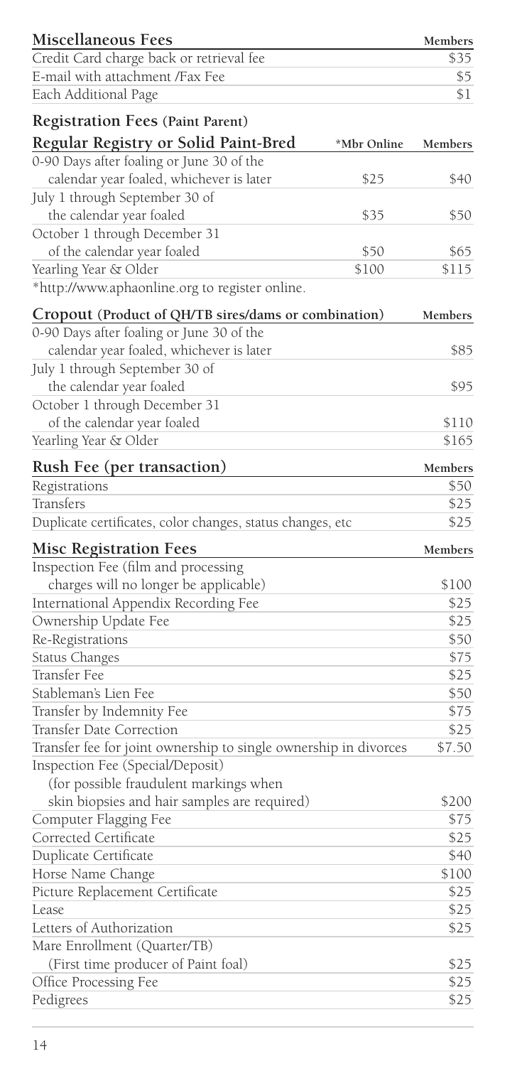## Miscellaneous Fees

| Miscellaneous Fees | Members |
| --- | --- |
| Credit Card charge back or retrieval fee | $35 |
| E-mail with attachment /Fax Fee | $5 |
| Each Additional Page | $1 |

## Registration Fees (Paint Parent)

| Regular Registry or Solid Paint-Bred | *Mbr Online | Members |
| --- | --- | --- |
| 0-90 Days after foaling or June 30 of the calendar year foaled, whichever is later | $25 | $40 |
| July 1 through September 30 of the calendar year foaled | $35 | $50 |
| October 1 through December 31 of the calendar year foaled | $50 | $65 |
| Yearling Year & Older | $100 | $115 |

*http://www.aphaonline.org to register online.

| Cropout (Product of QH/TB sires/dams or combination) | Members |
| --- | --- |
| 0-90 Days after foaling or June 30 of the calendar year foaled, whichever is later | $85 |
| July 1 through September 30 of the calendar year foaled | $95 |
| October 1 through December 31 of the calendar year foaled | $110 |
| Yearling Year & Older | $165 |

| Rush Fee (per transaction) | Members |
| --- | --- |
| Registrations | $50 |
| Transfers | $25 |
| Duplicate certificates, color changes, status changes, etc | $25 |

| Misc Registration Fees | Members |
| --- | --- |
| Inspection Fee (film and processing charges will no longer be applicable) | $100 |
| International Appendix Recording Fee | $25 |
| Ownership Update Fee | $25 |
| Re-Registrations | $50 |
| Status Changes | $75 |
| Transfer Fee | $25 |
| Stableman's Lien Fee | $50 |
| Transfer by Indemnity Fee | $75 |
| Transfer Date Correction | $25 |
| Transfer fee for joint ownership to single ownership in divorces | $7.50 |
| Inspection Fee (Special/Deposit) (for possible fraudulent markings when skin biopsies and hair samples are required) | $200 |
| Computer Flagging Fee | $75 |
| Corrected Certificate | $25 |
| Duplicate Certificate | $40 |
| Horse Name Change | $100 |
| Picture Replacement Certificate | $25 |
| Lease | $25 |
| Letters of Authorization | $25 |
| Mare Enrollment (Quarter/TB) (First time producer of Paint foal) | $25 |
| Office Processing Fee | $25 |
| Pedigrees | $25 |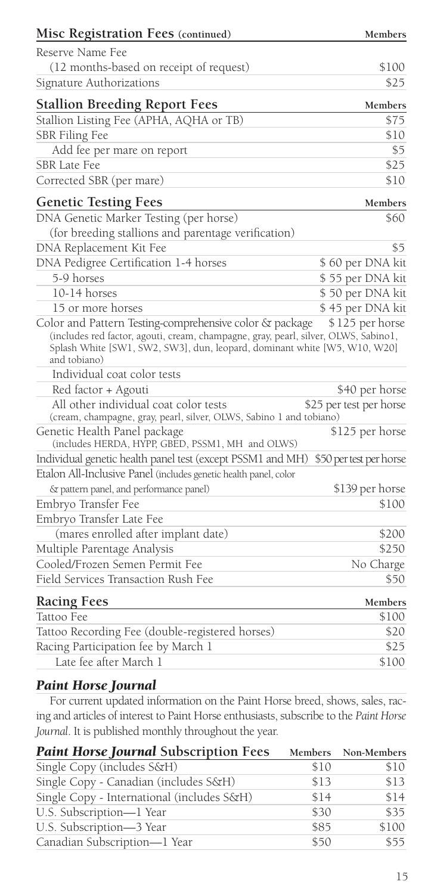| Misc Registration Fees (continued) | Members |
|---|---|
| Reserve Name Fee | |
| (12 months-based on receipt of request) | $100 |
| Signature Authorizations | $25 |

| Stallion Breeding Report Fees | Members |
|---|---|
| Stallion Listing Fee (APHA, AQHA or TB) | $75 |
| SBR Filing Fee | $10 |
| Add fee per mare on report | $5 |
| SBR Late Fee | $25 |
| Corrected SBR (per mare) | $10 |

| Genetic Testing Fees | Members |
|---|---|
| DNA Genetic Marker Testing (per horse) (for breeding stallions and parentage verification) | $60 |
| DNA Replacement Kit Fee | $5 |
| DNA Pedigree Certification 1-4 horses | $ 60 per DNA kit |
| 5-9 horses | $ 55 per DNA kit |
| 10-14 horses | $ 50 per DNA kit |
| 15 or more horses | $ 45 per DNA kit |
| Color and Pattern Testing-comprehensive color & package (includes red factor, agouti, cream, champagne, gray, pearl, silver, OLWS, Sabino1, Splash White [SW1, SW2, SW3], dun, leopard, dominant white [W5, W10, W20] and tobiano) | $125 per horse |
| Individual coat color tests | |
| Red factor + Agouti | $40 per horse |
| All other individual coat color tests (cream, champagne, gray, pearl, silver, OLWS, Sabino 1 and tobiano) | $25 per test per horse |
| Genetic Health Panel package (includes HERDA, HYPP, GBED, PSSM1, MH and OLWS) | $125 per horse |
| Individual genetic health panel test (except PSSM1 and MH) | $50 per test per horse |
| Etalon All-Inclusive Panel (includes genetic health panel, color & pattern panel, and performance panel) | $139 per horse |
| Embryo Transfer Fee | $100 |
| Embryo Transfer Late Fee (mares enrolled after implant date) | $200 |
| Multiple Parentage Analysis | $250 |
| Cooled/Frozen Semen Permit Fee | No Charge |
| Field Services Transaction Rush Fee | $50 |

| Racing Fees | Members |
|---|---|
| Tattoo Fee | $100 |
| Tattoo Recording Fee (double-registered horses) | $20 |
| Racing Participation fee by March 1 | $25 |
| Late fee after March 1 | $100 |

## *Paint Horse Journal*

For current updated information on the Paint Horse breed, shows, sales, racing and articles of interest to Paint Horse enthusiasts, subscribe to the *Paint Horse Journal*. It is published monthly throughout the year.

| *Paint Horse Journal* Subscription Fees | Members | Non-Members |
|---|---|---|
| Single Copy (includes S&H) | $10 | $10 |
| Single Copy - Canadian (includes S&H) | $13 | $13 |
| Single Copy - International (includes S&H) | $14 | $14 |
| U.S. Subscription—1 Year | $30 | $35 |
| U.S. Subscription—3 Year | $85 | $100 |
| Canadian Subscription—1 Year | $50 | $55 |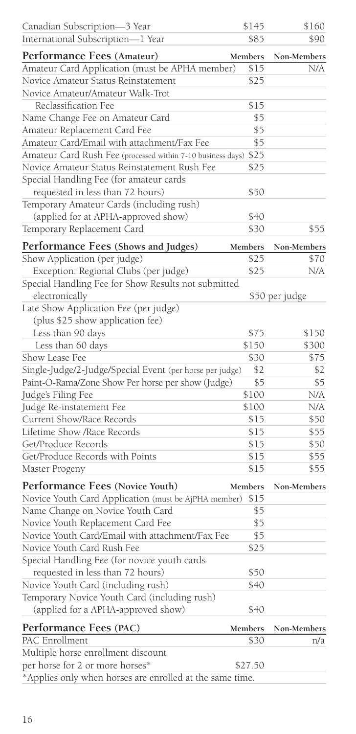| | | |
|---|---|---|
| Canadian Subscription—3 Year | \$145 | \$160 |
| International Subscription—1 Year | \$85 | \$90 |

| **Performance Fees** (Amateur) | **Members** | **Non-Members** |
|---|---|---|
| Amateur Card Application (must be APHA member) | \$15 | N/A |
| Novice Amateur Status Reinstatement | \$25 | |
| Novice Amateur/Amateur Walk-Trot Reclassification Fee | \$15 | |
| Name Change Fee on Amateur Card | \$5 | |
| Amateur Replacement Card Fee | \$5 | |
| Amateur Card/Email with attachment/Fax Fee | \$5 | |
| Amateur Card Rush Fee (processed within 7-10 business days) | \$25 | |
| Novice Amateur Status Reinstatement Rush Fee | \$25 | |
| Special Handling Fee (for amateur cards requested in less than 72 hours) | \$50 | |
| Temporary Amateur Cards (including rush) (applied for at APHA-approved show) | \$40 | |
| Temporary Replacement Card | \$30 | \$55 |

| **Performance Fees** (Shows and Judges) | **Members** | **Non-Members** |
|---|---|---|
| Show Application (per judge) | \$25 | \$70 |
| Exception: Regional Clubs (per judge) | \$25 | N/A |
| Special Handling Fee for Show Results not submitted electronically | \$50 per judge | |
| Late Show Application Fee (per judge) (plus \$25 show application fee) | | |
| Less than 90 days | \$75 | \$150 |
| Less than 60 days | \$150 | \$300 |
| Show Lease Fee | \$30 | \$75 |
| Single-Judge/2-Judge/Special Event (per horse per judge) | \$2 | \$2 |
| Paint-O-Rama/Zone Show Per horse per show (Judge) | \$5 | \$5 |
| Judge's Filing Fee | \$100 | N/A |
| Judge Re-instatement Fee | \$100 | N/A |
| Current Show/Race Records | \$15 | \$50 |
| Lifetime Show /Race Records | \$15 | \$55 |
| Get/Produce Records | \$15 | \$50 |
| Get/Produce Records with Points | \$15 | \$55 |
| Master Progeny | \$15 | \$55 |

| **Performance Fees** (Novice Youth) | **Members** | **Non-Members** |
|---|---|---|
| Novice Youth Card Application (must be AjPHA member) | \$15 | |
| Name Change on Novice Youth Card | \$5 | |
| Novice Youth Replacement Card Fee | \$5 | |
| Novice Youth Card/Email with attachment/Fax Fee | \$5 | |
| Novice Youth Card Rush Fee | \$25 | |
| Special Handling Fee (for novice youth cards requested in less than 72 hours) | \$50 | |
| Novice Youth Card (including rush) | \$40 | |
| Temporary Novice Youth Card (including rush) (applied for a APHA-approved show) | \$40 | |

| **Performance Fees** (PAC) | **Members** | **Non-Members** |
|---|---|---|
| PAC Enrollment | \$30 | n/a |
| Multiple horse enrollment discount per horse for 2 or more horses* | \$27.50 | |

*Applies only when horses are enrolled at the same time.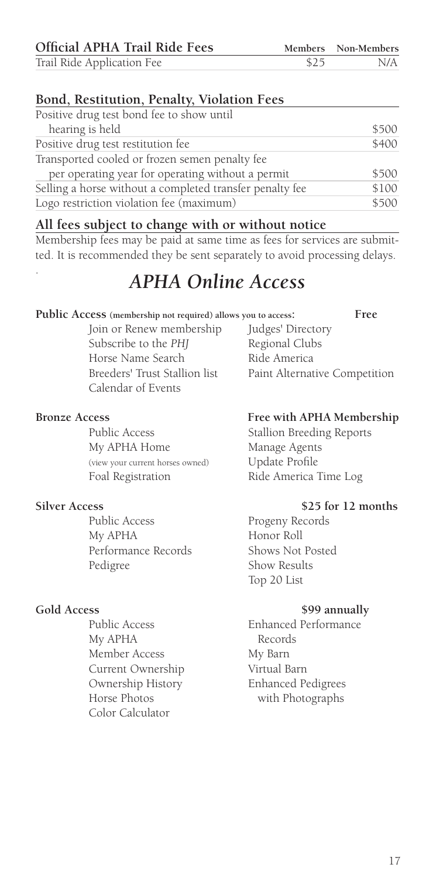| Official APHA Trail Ride Fees | Members | Non-Members |
| --- | --- | --- |
| Trail Ride Application Fee | $25 | N/A |

## Bond, Restitution, Penalty, Violation Fees

| | |
| --- | --- |
| Positive drug test bond fee to show until hearing is held | $500 |
| Positive drug test restitution fee | $400 |
| Transported cooled or frozen semen penalty fee per operating year for operating without a permit | $500 |
| Selling a horse without a completed transfer penalty fee | $100 |
| Logo restriction violation fee (maximum) | $500 |

## All fees subject to change with or without notice

Membership fees may be paid at same time as fees for services are submitted. It is recommended they be sent separately to avoid processing delays.

# *APHA Online Access*

**Public Access** (membership not required) allows you to access: **Free**

- Join or Renew membership
- Subscribe to the *PHJ*
- Horse Name Search
- Breeders' Trust Stallion list
- Calendar of Events
- Judges' Directory
- Regional Clubs
- Ride America
- Paint Alternative Competition

**Bronze Access** **Free with APHA Membership**

- Public Access
- My APHA Home (view your current horses owned)
- Foal Registration
- Stallion Breeding Reports
- Manage Agents
- Update Profile
- Ride America Time Log

**Silver Access** **$25 for 12 months**

- Public Access
- My APHA
- Performance Records
- Pedigree
- Progeny Records
- Honor Roll
- Shows Not Posted
- Show Results
- Top 20 List

**Gold Access** **$99 annually**

- Public Access
- My APHA
- Member Access
- Current Ownership
- Ownership History
- Horse Photos
- Color Calculator
- Enhanced Performance Records
- My Barn
- Virtual Barn
- Enhanced Pedigrees with Photographs